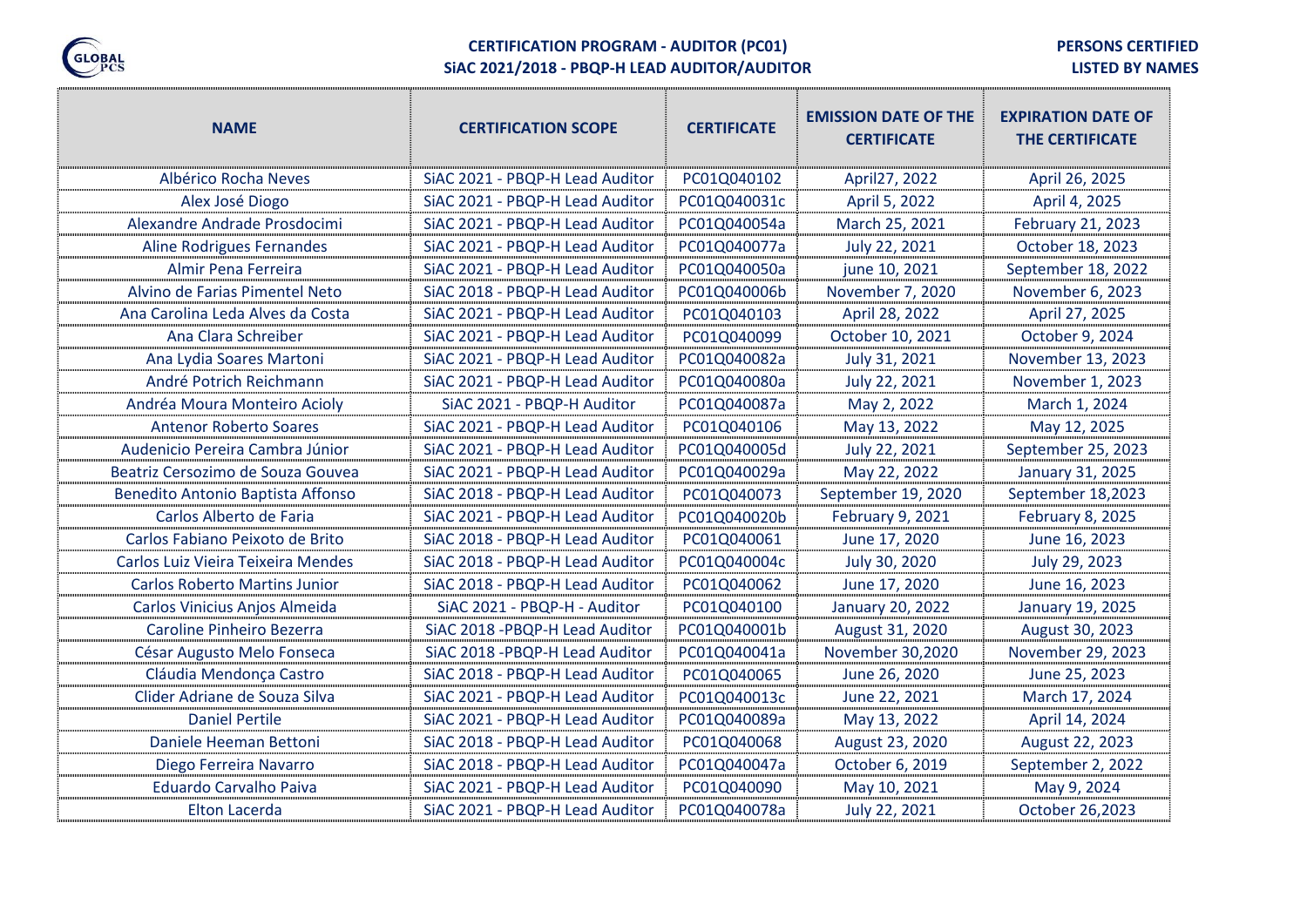**CERTIFICATION PROGRAM - AUDITOR (PC01)**
**SiAC 2021/2018 - PBQP-H LEAD AUDITOR/AUDITOR**

**PERSONS CERTIFIED**
**LISTED BY NAMES**

| NAME | CERTIFICATION SCOPE | CERTIFICATE | EMISSION DATE OF THE CERTIFICATE | EXPIRATION DATE OF THE CERTIFICATE |
|---|---|---|---|---|
| Albérico Rocha Neves | SiAC 2021 - PBQP-H Lead Auditor | PC01Q040102 | April27, 2022 | April 26, 2025 |
| Alex José Diogo | SiAC 2021 - PBQP-H Lead Auditor | PC01Q040031c | April 5, 2022 | April 4, 2025 |
| Alexandre Andrade Prosdocimi | SiAC 2021 - PBQP-H Lead Auditor | PC01Q040054a | March 25, 2021 | February 21, 2023 |
| Aline Rodrigues Fernandes | SiAC 2021 - PBQP-H Lead Auditor | PC01Q040077a | July 22, 2021 | October 18, 2023 |
| Almir Pena Ferreira | SiAC 2021 - PBQP-H Lead Auditor | PC01Q040050a | june 10, 2021 | September 18, 2022 |
| Alvino de Farias Pimentel Neto | SiAC 2018 - PBQP-H Lead Auditor | PC01Q040006b | November 7, 2020 | November 6, 2023 |
| Ana Carolina Leda Alves da Costa | SiAC 2021 - PBQP-H Lead Auditor | PC01Q040103 | April 28, 2022 | April 27, 2025 |
| Ana Clara Schreiber | SiAC 2021 - PBQP-H Lead Auditor | PC01Q040099 | October 10, 2021 | October 9, 2024 |
| Ana Lydia Soares Martoni | SiAC 2021 - PBQP-H Lead Auditor | PC01Q040082a | July 31, 2021 | November 13, 2023 |
| André Potrich Reichmann | SiAC 2021 - PBQP-H Lead Auditor | PC01Q040080a | July 22, 2021 | November 1, 2023 |
| Andréa Moura Monteiro Acioly | SiAC 2021 - PBQP-H Auditor | PC01Q040087a | May 2, 2022 | March 1, 2024 |
| Antenor Roberto Soares | SiAC 2021 - PBQP-H Lead Auditor | PC01Q040106 | May 13, 2022 | May 12, 2025 |
| Audenicio Pereira Cambra Júnior | SiAC 2021 - PBQP-H Lead Auditor | PC01Q040005d | July 22, 2021 | September 25, 2023 |
| Beatriz Cersozimo de Souza Gouvea | SiAC 2021 - PBQP-H Lead Auditor | PC01Q040029a | May 22, 2022 | January 31, 2025 |
| Benedito Antonio Baptista Affonso | SiAC 2018 - PBQP-H Lead Auditor | PC01Q040073 | September 19, 2020 | September 18,2023 |
| Carlos Alberto de Faria | SiAC 2021 - PBQP-H Lead Auditor | PC01Q040020b | February 9, 2021 | February 8, 2025 |
| Carlos Fabiano Peixoto de Brito | SiAC 2018 - PBQP-H Lead Auditor | PC01Q040061 | June 17, 2020 | June 16, 2023 |
| Carlos Luiz Vieira Teixeira Mendes | SiAC 2018 - PBQP-H Lead Auditor | PC01Q040004c | July 30, 2020 | July 29, 2023 |
| Carlos Roberto Martins Junior | SiAC 2018 - PBQP-H Lead Auditor | PC01Q040062 | June 17, 2020 | June 16, 2023 |
| Carlos Vinicius Anjos Almeida | SiAC 2021 - PBQP-H - Auditor | PC01Q040100 | January 20, 2022 | January 19, 2025 |
| Caroline Pinheiro Bezerra | SiAC 2018 -PBQP-H Lead Auditor | PC01Q040001b | August 31, 2020 | August 30, 2023 |
| César Augusto Melo Fonseca | SiAC 2018 -PBQP-H Lead Auditor | PC01Q040041a | November 30,2020 | November 29, 2023 |
| Cláudia Mendonça Castro | SiAC 2018 - PBQP-H Lead Auditor | PC01Q040065 | June 26, 2020 | June 25, 2023 |
| Clider Adriane de Souza Silva | SiAC 2021 - PBQP-H Lead Auditor | PC01Q040013c | June 22, 2021 | March 17, 2024 |
| Daniel Pertile | SiAC 2021 - PBQP-H Lead Auditor | PC01Q040089a | May 13, 2022 | April 14, 2024 |
| Daniele Heeman Bettoni | SiAC 2018 - PBQP-H Lead Auditor | PC01Q040068 | August 23, 2020 | August 22, 2023 |
| Diego Ferreira Navarro | SiAC 2018 - PBQP-H Lead Auditor | PC01Q040047a | October 6, 2019 | September 2, 2022 |
| Eduardo Carvalho Paiva | SiAC 2021 - PBQP-H Lead Auditor | PC01Q040090 | May 10, 2021 | May 9, 2024 |
| Elton Lacerda | SiAC 2021 - PBQP-H Lead Auditor | PC01Q040078a | July 22, 2021 | October 26,2023 |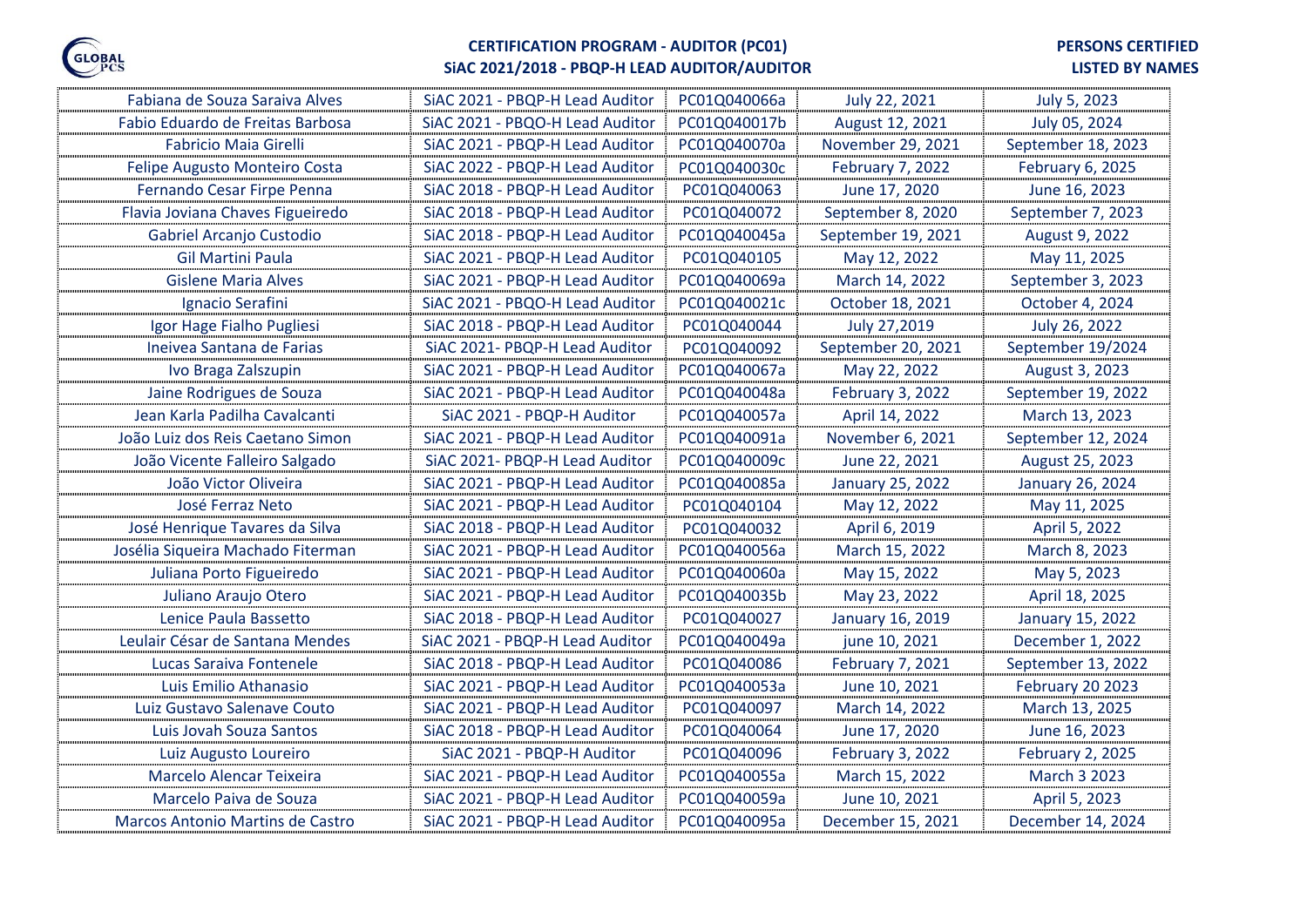**CERTIFICATION PROGRAM - AUDITOR (PC01)**
**SiAC 2021/2018 - PBQP-H LEAD AUDITOR/AUDITOR**

**PERSONS CERTIFIED**
**LISTED BY NAMES**

| | | | | |
|---|---|---|---|---|
| Fabiana de Souza Saraiva Alves | SiAC 2021 - PBQP-H Lead Auditor | PC01Q040066a | July 22, 2021 | July 5, 2023 |
| Fabio Eduardo de Freitas Barbosa | SiAC 2021 - PBQO-H Lead Auditor | PC01Q040017b | August 12, 2021 | July 05, 2024 |
| Fabricio Maia Girelli | SiAC 2021 - PBQP-H Lead Auditor | PC01Q040070a | November 29, 2021 | September 18, 2023 |
| Felipe Augusto Monteiro Costa | SiAC 2022 - PBQP-H Lead Auditor | PC01Q040030c | February 7, 2022 | February 6, 2025 |
| Fernando Cesar Firpe Penna | SiAC 2018 - PBQP-H Lead Auditor | PC01Q040063 | June 17, 2020 | June 16, 2023 |
| Flavia Joviana Chaves Figueiredo | SiAC 2018 - PBQP-H Lead Auditor | PC01Q040072 | September 8, 2020 | September 7, 2023 |
| Gabriel Arcanjo Custodio | SiAC 2018 - PBQP-H Lead Auditor | PC01Q040045a | September 19, 2021 | August 9, 2022 |
| Gil Martini Paula | SiAC 2021 - PBQP-H Lead Auditor | PC01Q040105 | May 12, 2022 | May 11, 2025 |
| Gislene Maria Alves | SiAC 2021 - PBQP-H Lead Auditor | PC01Q040069a | March 14, 2022 | September 3, 2023 |
| Ignacio Serafini | SiAC 2021 - PBQO-H Lead Auditor | PC01Q040021c | October 18, 2021 | October 4, 2024 |
| Igor Hage Fialho Pugliesi | SiAC 2018 - PBQP-H Lead Auditor | PC01Q040044 | July 27,2019 | July 26, 2022 |
| Ineivea Santana de Farias | SiAC 2021- PBQP-H Lead Auditor | PC01Q040092 | September 20, 2021 | September 19/2024 |
| Ivo Braga Zalszupin | SiAC 2021 - PBQP-H Lead Auditor | PC01Q040067a | May 22, 2022 | August 3, 2023 |
| Jaine Rodrigues de Souza | SiAC 2021 - PBQP-H Lead Auditor | PC01Q040048a | February 3, 2022 | September 19, 2022 |
| Jean Karla Padilha Cavalcanti | SiAC 2021 - PBQP-H Auditor | PC01Q040057a | April 14, 2022 | March 13, 2023 |
| João Luiz dos Reis Caetano Simon | SiAC 2021 - PBQP-H Lead Auditor | PC01Q040091a | November 6, 2021 | September 12, 2024 |
| João Vicente Falleiro Salgado | SiAC 2021- PBQP-H Lead Auditor | PC01Q040009c | June 22, 2021 | August 25, 2023 |
| João Victor Oliveira | SiAC 2021 - PBQP-H Lead Auditor | PC01Q040085a | January 25, 2022 | January 26, 2024 |
| José Ferraz Neto | SiAC 2021 - PBQP-H Lead Auditor | PC01Q040104 | May 12, 2022 | May 11, 2025 |
| José Henrique Tavares da Silva | SiAC 2018 - PBQP-H Lead Auditor | PC01Q040032 | April 6, 2019 | April 5, 2022 |
| Josélia Siqueira Machado Fiterman | SiAC 2021 - PBQP-H Lead Auditor | PC01Q040056a | March 15, 2022 | March 8, 2023 |
| Juliana Porto Figueiredo | SiAC 2021 - PBQP-H Lead Auditor | PC01Q040060a | May 15, 2022 | May 5, 2023 |
| Juliano Araujo Otero | SiAC 2021 - PBQP-H Lead Auditor | PC01Q040035b | May 23, 2022 | April 18, 2025 |
| Lenice Paula Bassetto | SiAC 2018 - PBQP-H Lead Auditor | PC01Q040027 | January 16, 2019 | January 15, 2022 |
| Leulair César de Santana Mendes | SiAC 2021 - PBQP-H Lead Auditor | PC01Q040049a | june 10, 2021 | December 1, 2022 |
| Lucas Saraiva Fontenele | SiAC 2018 - PBQP-H Lead Auditor | PC01Q040086 | February 7, 2021 | September 13, 2022 |
| Luis Emilio Athanasio | SiAC 2021 - PBQP-H Lead Auditor | PC01Q040053a | June 10, 2021 | February 20 2023 |
| Luiz Gustavo Salenave Couto | SiAC 2021 - PBQP-H Lead Auditor | PC01Q040097 | March 14, 2022 | March 13, 2025 |
| Luis Jovah Souza Santos | SiAC 2018 - PBQP-H Lead Auditor | PC01Q040064 | June 17, 2020 | June 16, 2023 |
| Luiz Augusto Loureiro | SiAC 2021 - PBQP-H Auditor | PC01Q040096 | February 3, 2022 | February 2, 2025 |
| Marcelo Alencar Teixeira | SiAC 2021 - PBQP-H Lead Auditor | PC01Q040055a | March 15, 2022 | March 3 2023 |
| Marcelo Paiva de Souza | SiAC 2021 - PBQP-H Lead Auditor | PC01Q040059a | June 10, 2021 | April 5, 2023 |
| Marcos Antonio Martins de Castro | SiAC 2021 - PBQP-H Lead Auditor | PC01Q040095a | December 15, 2021 | December 14, 2024 |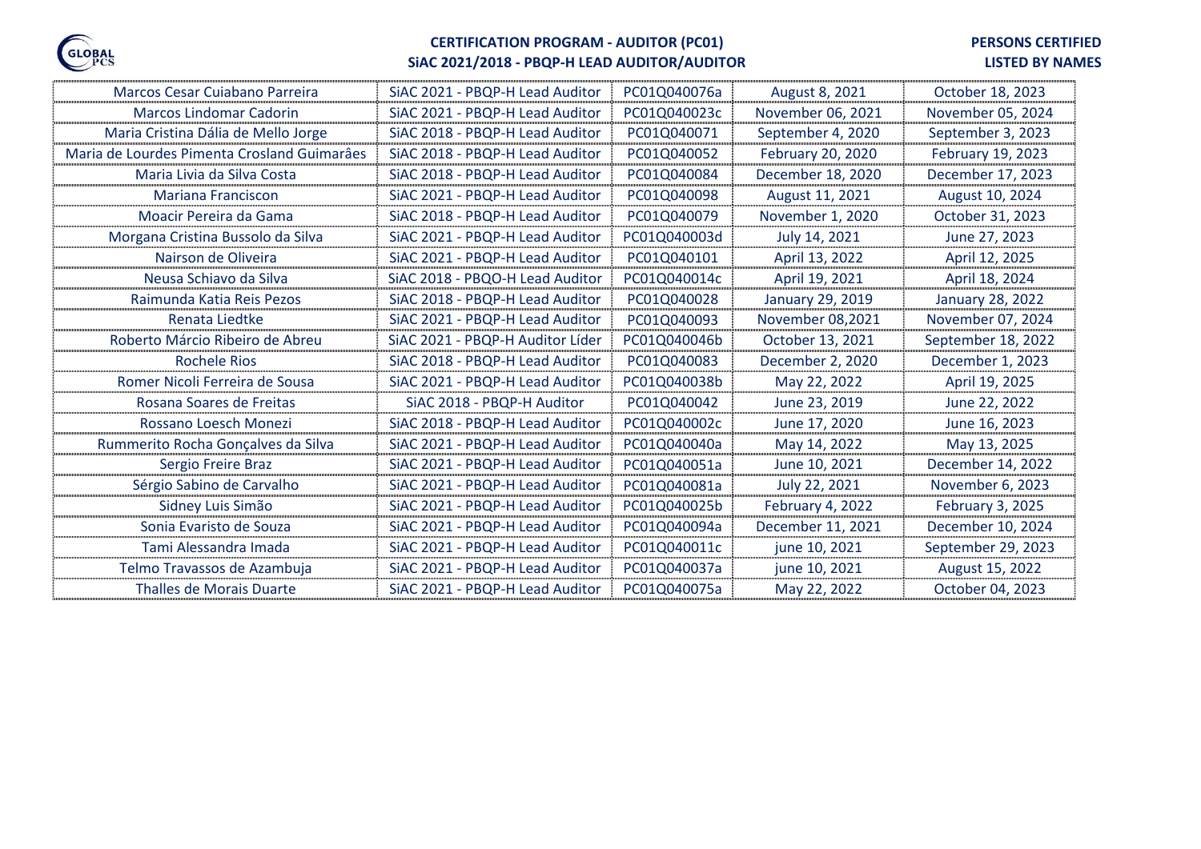| | | | | |
|---|---|---|---|---|
| Marcos Cesar Cuiabano Parreira | SiAC 2021 - PBQP-H Lead Auditor | PC01Q040076a | August 8, 2021 | October 18, 2023 |
| Marcos Lindomar Cadorin | SiAC 2021 - PBQP-H Lead Auditor | PC01Q040023c | November 06, 2021 | November 05, 2024 |
| Maria Cristina Dália de Mello Jorge | SiAC 2018 - PBQP-H Lead Auditor | PC01Q040071 | September 4, 2020 | September 3, 2023 |
| Maria de Lourdes Pimenta Crosland Guimarâes | SiAC 2018 - PBQP-H Lead Auditor | PC01Q040052 | February 20, 2020 | February 19, 2023 |
| Maria Livia da Silva Costa | SiAC 2018 - PBQP-H Lead Auditor | PC01Q040084 | December 18, 2020 | December 17, 2023 |
| Mariana Franciscon | SiAC 2021 - PBQP-H Lead Auditor | PC01Q040098 | August 11, 2021 | August 10, 2024 |
| Moacir Pereira da Gama | SiAC 2018 - PBQP-H Lead Auditor | PC01Q040079 | November 1, 2020 | October 31, 2023 |
| Morgana Cristina Bussolo da Silva | SiAC 2021 - PBQP-H Lead Auditor | PC01Q040003d | July 14, 2021 | June 27, 2023 |
| Nairson de Oliveira | SiAC 2021 - PBQP-H Lead Auditor | PC01Q040101 | April 13, 2022 | April 12, 2025 |
| Neusa Schiavo da Silva | SiAC 2018 - PBQO-H Lead Auditor | PC01Q040014c | April 19, 2021 | April 18, 2024 |
| Raimunda Katia Reis Pezos | SiAC 2018 - PBQP-H Lead Auditor | PC01Q040028 | January 29, 2019 | January 28, 2022 |
| Renata Liedtke | SiAC 2021 - PBQP-H Lead Auditor | PC01Q040093 | November 08,2021 | November 07, 2024 |
| Roberto Márcio Ribeiro de Abreu | SiAC 2021 - PBQP-H Auditor Líder | PC01Q040046b | October 13, 2021 | September 18, 2022 |
| Rochele Rios | SiAC 2018 - PBQP-H Lead Auditor | PC01Q040083 | December 2, 2020 | December 1, 2023 |
| Romer Nicoli Ferreira de Sousa | SiAC 2021 - PBQP-H Lead Auditor | PC01Q040038b | May 22, 2022 | April 19, 2025 |
| Rosana Soares de Freitas | SiAC 2018 - PBQP-H Auditor | PC01Q040042 | June 23, 2019 | June 22, 2022 |
| Rossano Loesch Monezi | SiAC 2018 - PBQP-H Lead Auditor | PC01Q040002c | June 17, 2020 | June 16, 2023 |
| Rummerito Rocha Gonçalves da Silva | SiAC 2021 - PBQP-H Lead Auditor | PC01Q040040a | May 14, 2022 | May 13, 2025 |
| Sergio Freire Braz | SiAC 2021 - PBQP-H Lead Auditor | PC01Q040051a | June 10, 2021 | December 14, 2022 |
| Sérgio Sabino de Carvalho | SiAC 2021 - PBQP-H Lead Auditor | PC01Q040081a | July 22, 2021 | November 6, 2023 |
| Sidney Luis Simão | SiAC 2021 - PBQP-H Lead Auditor | PC01Q040025b | February 4, 2022 | February 3, 2025 |
| Sonia Evaristo de Souza | SiAC 2021 - PBQP-H Lead Auditor | PC01Q040094a | December 11, 2021 | December 10, 2024 |
| Tami Alessandra Imada | SiAC 2021 - PBQP-H Lead Auditor | PC01Q040011c | june 10, 2021 | September 29, 2023 |
| Telmo Travassos de Azambuja | SiAC 2021 - PBQP-H Lead Auditor | PC01Q040037a | june 10, 2021 | August 15, 2022 |
| Thalles de Morais Duarte | SiAC 2021 - PBQP-H Lead Auditor | PC01Q040075a | May 22, 2022 | October 04, 2023 |